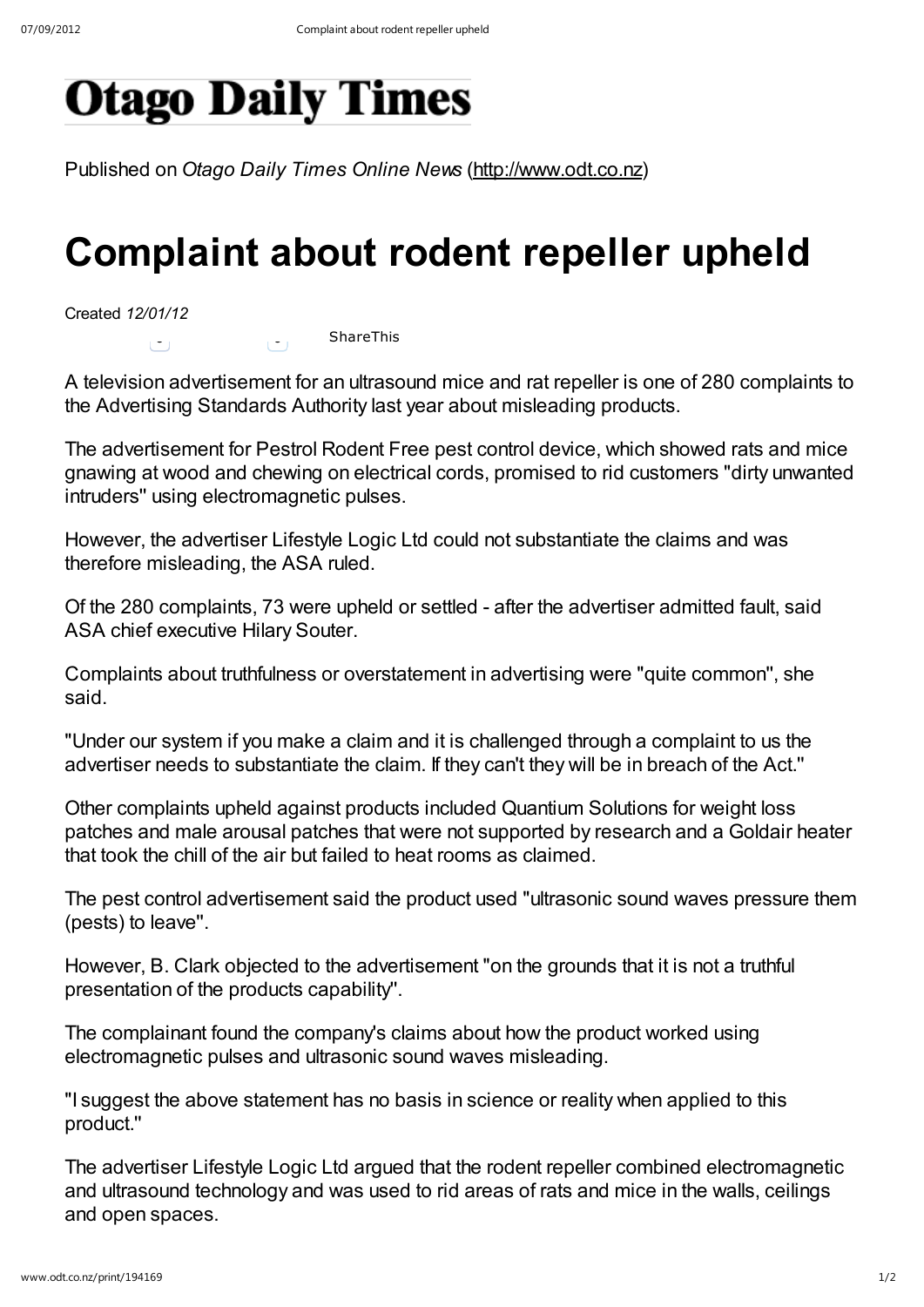# Otago Daily Times

Published on *Otago Daily Times Online News* (http://www.odt.co.nz)

# Complaint about rodent repeller upheld

Created *12/01/12*

ShareThis

A television advertisement for an ultrasound mice and rat repeller is one of 280 complaints to the Advertising Standards Authority last year about misleading products.

The advertisement for Pestrol Rodent Free pest control device, which showed rats and mice gnawing at wood and chewing on electrical cords, promised to rid customers "dirty unwanted intruders" using electromagnetic pulses.

However, the advertiser Lifestyle Logic Ltd could not substantiate the claims and was therefore misleading, the ASA ruled.

Of the 280 complaints, 73 were upheld or settled - after the advertiser admitted fault, said ASA chief executive Hilary Souter.

Complaints about truthfulness or overstatement in advertising were "quite common", she said.

"Under our system if you make a claim and it is challenged through a complaint to us the advertiser needs to substantiate the claim. If they can't they will be in breach of the Act."

Other complaints upheld against products included Quantium Solutions for weight loss patches and male arousal patches that were not supported by research and a Goldair heater that took the chill of the air but failed to heat rooms as claimed.

The pest control advertisement said the product used "ultrasonic sound waves pressure them (pests) to leave".

However, B. Clark objected to the advertisement "on the grounds that it is not a truthful presentation of the products capability".

The complainant found the company's claims about how the product worked using electromagnetic pulses and ultrasonic sound waves misleading.

"I suggest the above statement has no basis in science or reality when applied to this product."

The advertiser Lifestyle Logic Ltd argued that the rodent repeller combined electromagnetic and ultrasound technology and was used to rid areas of rats and mice in the walls, ceilings and open spaces.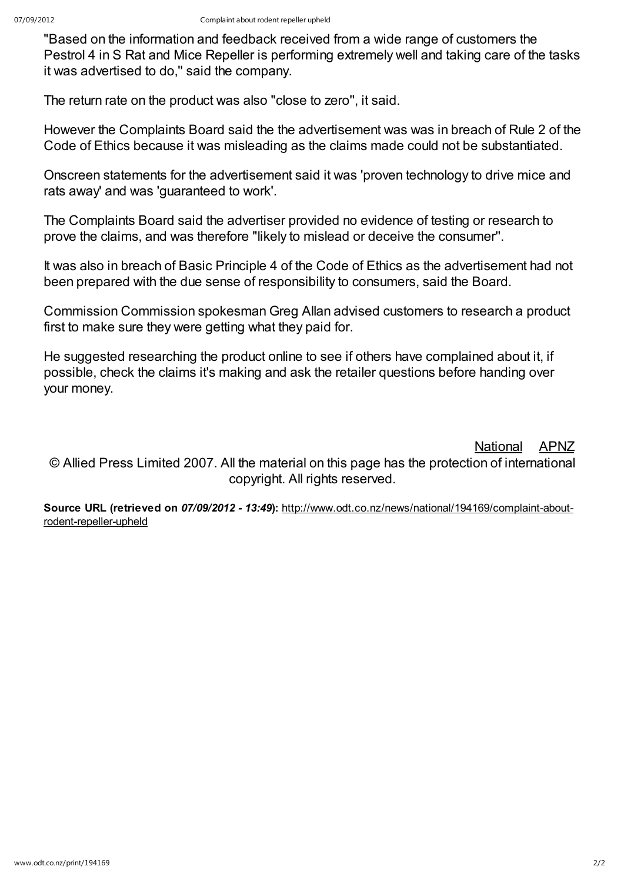"Based on the information and feedback received from a wide range of customers the Pestrol 4 in S Rat and Mice Repeller is performing extremely well and taking care of the tasks it was advertised to do," said the company.

The return rate on the product was also "close to zero", it said.

However the Complaints Board said the the advertisement was was in breach of Rule 2 of the Code of Ethics because it was misleading as the claims made could not be substantiated.

Onscreen statements for the advertisement said it was 'proven technology to drive mice and rats away' and was 'guaranteed to work'.

The Complaints Board said the advertiser provided no evidence of testing or research to prove the claims, and was therefore "likely to mislead or deceive the consumer".

It was also in breach of Basic Principle 4 of the Code of Ethics as the advertisement had not been prepared with the due sense of responsibility to consumers, said the Board.

Commission Commission spokesman Greg Allan advised customers to research a product first to make sure they were getting what they paid for.

He suggested researching the product online to see if others have complained about it, if possible, check the claims it's making and ask the retailer questions before handing over your money.

National APNZ

© Allied Press Limited 2007. All the material on this page has the protection of international copyright. All rights reserved.

**Source URL (retrieved on** ***07/09/2012 - 13:49*****):** http://www.odt.co.nz/news/national/194169/complaint-about-rodent-repeller-upheld